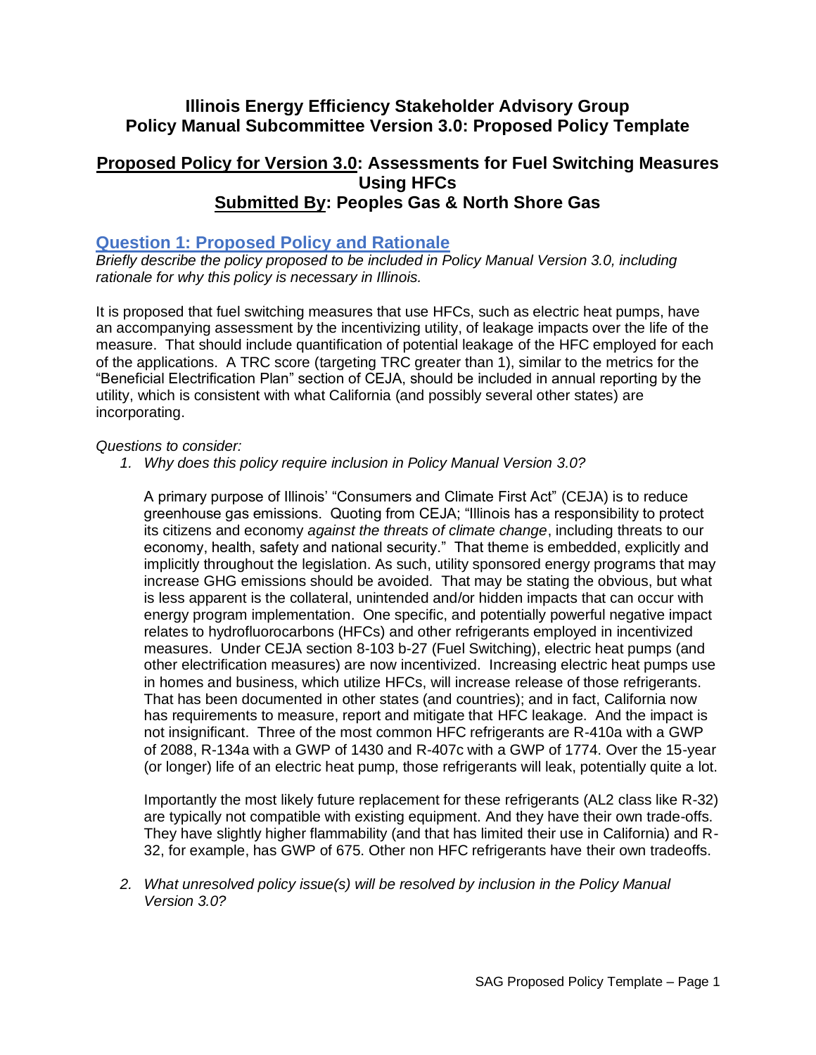# Illinois Energy Efficiency Stakeholder Advisory Group
# Policy Manual Subcommittee Version 3.0: Proposed Policy Template

## <u>Proposed Policy for Version 3.0</u>: Assessments for Fuel Switching Measures Using HFCs
## <u>Submitted By</u>: Peoples Gas & North Shore Gas

### Question 1: Proposed Policy and Rationale

*Briefly describe the policy proposed to be included in Policy Manual Version 3.0, including rationale for why this policy is necessary in Illinois.*

It is proposed that fuel switching measures that use HFCs, such as electric heat pumps, have an accompanying assessment by the incentivizing utility, of leakage impacts over the life of the measure. That should include quantification of potential leakage of the HFC employed for each of the applications. A TRC score (targeting TRC greater than 1), similar to the metrics for the "Beneficial Electrification Plan" section of CEJA, should be included in annual reporting by the utility, which is consistent with what California (and possibly several other states) are incorporating.

*Questions to consider:*

1. *Why does this policy require inclusion in Policy Manual Version 3.0?*

   A primary purpose of Illinois' "Consumers and Climate First Act" (CEJA) is to reduce greenhouse gas emissions. Quoting from CEJA; "Illinois has a responsibility to protect its citizens and economy *against the threats of climate change*, including threats to our economy, health, safety and national security." That theme is embedded, explicitly and implicitly throughout the legislation. As such, utility sponsored energy programs that may increase GHG emissions should be avoided. That may be stating the obvious, but what is less apparent is the collateral, unintended and/or hidden impacts that can occur with energy program implementation. One specific, and potentially powerful negative impact relates to hydrofluorocarbons (HFCs) and other refrigerants employed in incentivized measures. Under CEJA section 8-103 b-27 (Fuel Switching), electric heat pumps (and other electrification measures) are now incentivized. Increasing electric heat pumps use in homes and business, which utilize HFCs, will increase release of those refrigerants. That has been documented in other states (and countries); and in fact, California now has requirements to measure, report and mitigate that HFC leakage. And the impact is not insignificant. Three of the most common HFC refrigerants are R-410a with a GWP of 2088, R-134a with a GWP of 1430 and R-407c with a GWP of 1774. Over the 15-year (or longer) life of an electric heat pump, those refrigerants will leak, potentially quite a lot.

   Importantly the most likely future replacement for these refrigerants (AL2 class like R-32) are typically not compatible with existing equipment. And they have their own trade-offs. They have slightly higher flammability (and that has limited their use in California) and R-32, for example, has GWP of 675. Other non HFC refrigerants have their own tradeoffs.

2. *What unresolved policy issue(s) will be resolved by inclusion in the Policy Manual Version 3.0?*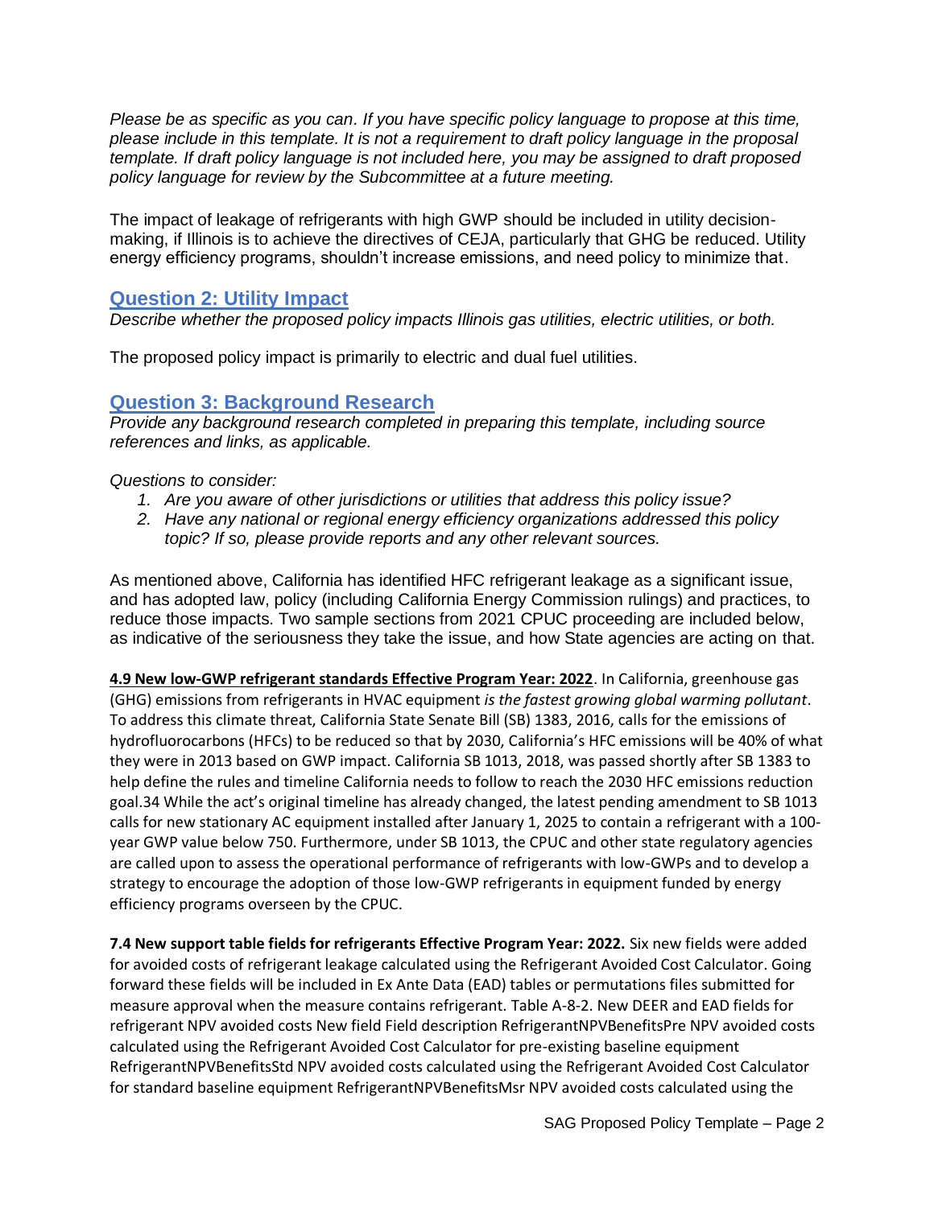*Please be as specific as you can. If you have specific policy language to propose at this time, please include in this template. It is not a requirement to draft policy language in the proposal template. If draft policy language is not included here, you may be assigned to draft proposed policy language for review by the Subcommittee at a future meeting.*

The impact of leakage of refrigerants with high GWP should be included in utility decision-making, if Illinois is to achieve the directives of CEJA, particularly that GHG be reduced. Utility energy efficiency programs, shouldn't increase emissions, and need policy to minimize that.

## Question 2: Utility Impact

*Describe whether the proposed policy impacts Illinois gas utilities, electric utilities, or both.*

The proposed policy impact is primarily to electric and dual fuel utilities.

## Question 3: Background Research

*Provide any background research completed in preparing this template, including source references and links, as applicable.*

*Questions to consider:*

1. *Are you aware of other jurisdictions or utilities that address this policy issue?*
2. *Have any national or regional energy efficiency organizations addressed this policy topic? If so, please provide reports and any other relevant sources.*

As mentioned above, California has identified HFC refrigerant leakage as a significant issue, and has adopted law, policy (including California Energy Commission rulings) and practices, to reduce those impacts. Two sample sections from 2021 CPUC proceeding are included below, as indicative of the seriousness they take the issue, and how State agencies are acting on that.

**4.9 New low-GWP refrigerant standards Effective Program Year: 2022**. In California, greenhouse gas (GHG) emissions from refrigerants in HVAC equipment *is the fastest growing global warming pollutant*. To address this climate threat, California State Senate Bill (SB) 1383, 2016, calls for the emissions of hydrofluorocarbons (HFCs) to be reduced so that by 2030, California's HFC emissions will be 40% of what they were in 2013 based on GWP impact. California SB 1013, 2018, was passed shortly after SB 1383 to help define the rules and timeline California needs to follow to reach the 2030 HFC emissions reduction goal.34 While the act's original timeline has already changed, the latest pending amendment to SB 1013 calls for new stationary AC equipment installed after January 1, 2025 to contain a refrigerant with a 100-year GWP value below 750. Furthermore, under SB 1013, the CPUC and other state regulatory agencies are called upon to assess the operational performance of refrigerants with low-GWPs and to develop a strategy to encourage the adoption of those low-GWP refrigerants in equipment funded by energy efficiency programs overseen by the CPUC.

**7.4 New support table fields for refrigerants Effective Program Year: 2022.** Six new fields were added for avoided costs of refrigerant leakage calculated using the Refrigerant Avoided Cost Calculator. Going forward these fields will be included in Ex Ante Data (EAD) tables or permutations files submitted for measure approval when the measure contains refrigerant. Table A-8-2. New DEER and EAD fields for refrigerant NPV avoided costs New field Field description RefrigerantNPVBenefitsPre NPV avoided costs calculated using the Refrigerant Avoided Cost Calculator for pre-existing baseline equipment RefrigerantNPVBenefitsStd NPV avoided costs calculated using the Refrigerant Avoided Cost Calculator for standard baseline equipment RefrigerantNPVBenefitsMsr NPV avoided costs calculated using the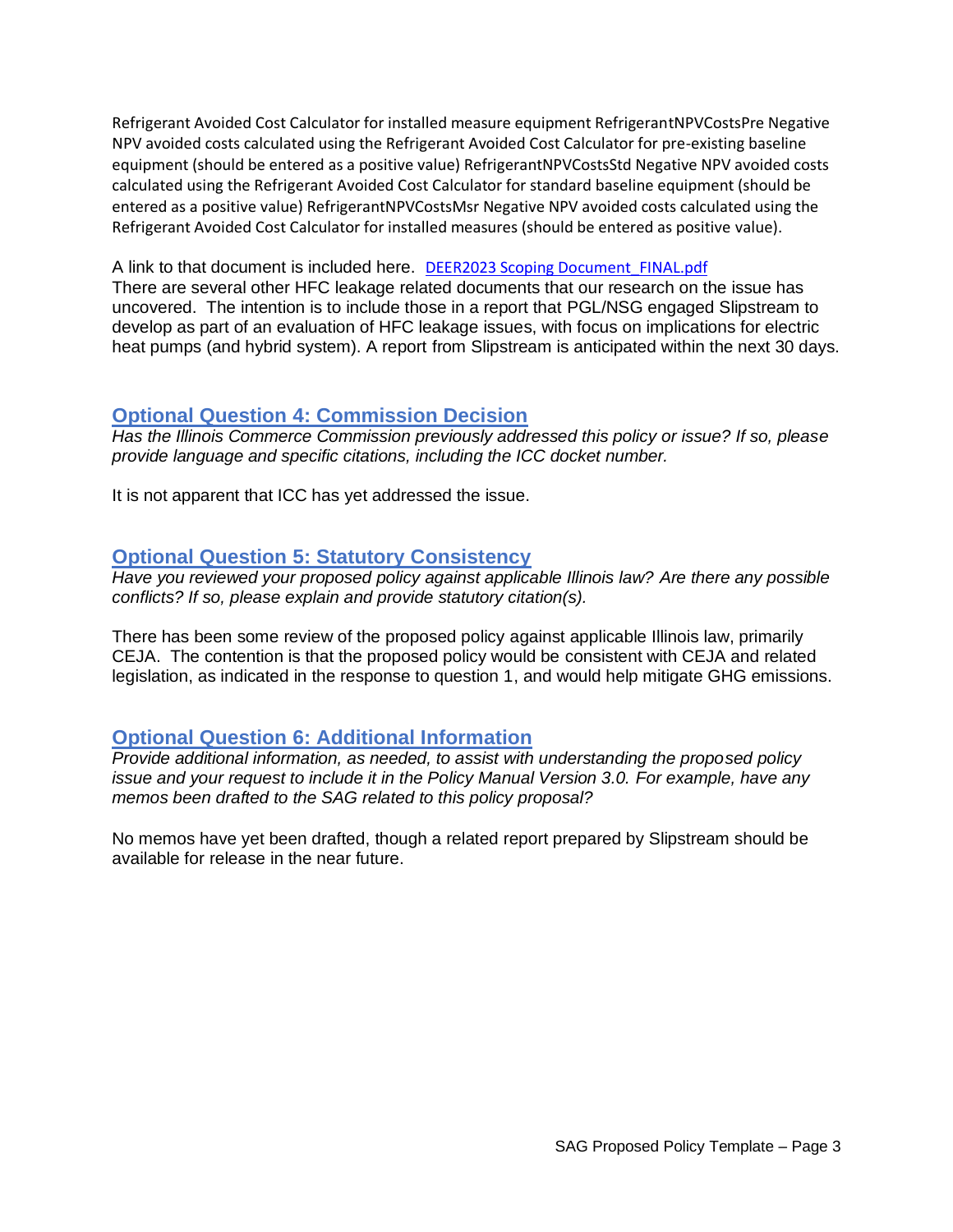Refrigerant Avoided Cost Calculator for installed measure equipment RefrigerantNPVCostsPre Negative NPV avoided costs calculated using the Refrigerant Avoided Cost Calculator for pre-existing baseline equipment (should be entered as a positive value) RefrigerantNPVCostsStd Negative NPV avoided costs calculated using the Refrigerant Avoided Cost Calculator for standard baseline equipment (should be entered as a positive value) RefrigerantNPVCostsMsr Negative NPV avoided costs calculated using the Refrigerant Avoided Cost Calculator for installed measures (should be entered as positive value).

A link to that document is included here. DEER2023 Scoping Document_FINAL.pdf
There are several other HFC leakage related documents that our research on the issue has uncovered. The intention is to include those in a report that PGL/NSG engaged Slipstream to develop as part of an evaluation of HFC leakage issues, with focus on implications for electric heat pumps (and hybrid system). A report from Slipstream is anticipated within the next 30 days.

## Optional Question 4: Commission Decision

*Has the Illinois Commerce Commission previously addressed this policy or issue? If so, please provide language and specific citations, including the ICC docket number.*

It is not apparent that ICC has yet addressed the issue.

## Optional Question 5: Statutory Consistency

*Have you reviewed your proposed policy against applicable Illinois law? Are there any possible conflicts? If so, please explain and provide statutory citation(s).*

There has been some review of the proposed policy against applicable Illinois law, primarily CEJA. The contention is that the proposed policy would be consistent with CEJA and related legislation, as indicated in the response to question 1, and would help mitigate GHG emissions.

## Optional Question 6: Additional Information

*Provide additional information, as needed, to assist with understanding the proposed policy issue and your request to include it in the Policy Manual Version 3.0. For example, have any memos been drafted to the SAG related to this policy proposal?*

No memos have yet been drafted, though a related report prepared by Slipstream should be available for release in the near future.